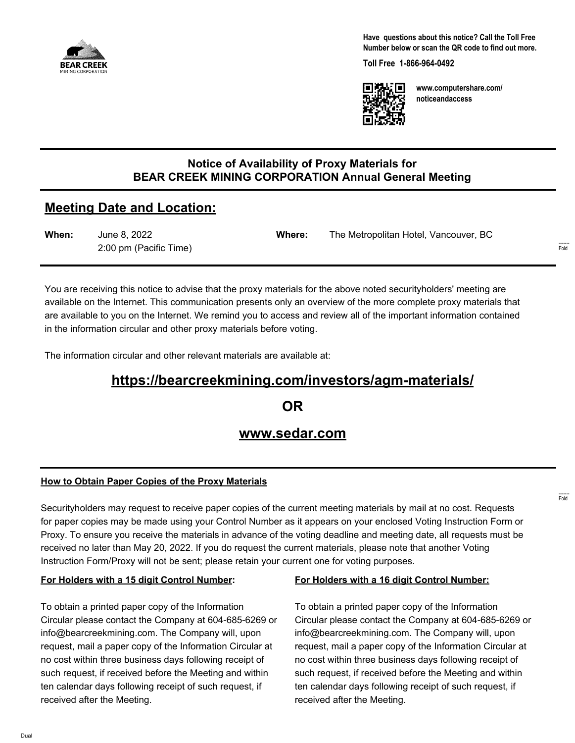BEAR CREEK
MINING CORPORATION

**Have questions about this notice? Call the Toll Free Number below or scan the QR code to find out more.**

**Toll Free 1-866-964-0492**

**www.computershare.com/noticeandaccess**

## Notice of Availability of Proxy Materials for BEAR CREEK MINING CORPORATION Annual General Meeting

## Meeting Date and Location:

**When:** June 8, 2022
2:00 pm (Pacific Time)

**Where:** The Metropolitan Hotel, Vancouver, BC

You are receiving this notice to advise that the proxy materials for the above noted securityholders' meeting are available on the Internet. This communication presents only an overview of the more complete proxy materials that are available to you on the Internet. We remind you to access and review all of the important information contained in the information circular and other proxy materials before voting.

The information circular and other relevant materials are available at:

**https://bearcreekmining.com/investors/agm-materials/**

**OR**

**www.sedar.com**

### How to Obtain Paper Copies of the Proxy Materials

Securityholders may request to receive paper copies of the current meeting materials by mail at no cost. Requests for paper copies may be made using your Control Number as it appears on your enclosed Voting Instruction Form or Proxy. To ensure you receive the materials in advance of the voting deadline and meeting date, all requests must be received no later than May 20, 2022. If you do request the current materials, please note that another Voting Instruction Form/Proxy will not be sent; please retain your current one for voting purposes.

**For Holders with a 15 digit Control Number:**

To obtain a printed paper copy of the Information Circular please contact the Company at 604-685-6269 or info@bearcreekmining.com. The Company will, upon request, mail a paper copy of the Information Circular at no cost within three business days following receipt of such request, if received before the Meeting and within ten calendar days following receipt of such request, if received after the Meeting.

**For Holders with a 16 digit Control Number:**

To obtain a printed paper copy of the Information Circular please contact the Company at 604-685-6269 or info@bearcreekmining.com. The Company will, upon request, mail a paper copy of the Information Circular at no cost within three business days following receipt of such request, if received before the Meeting and within ten calendar days following receipt of such request, if received after the Meeting.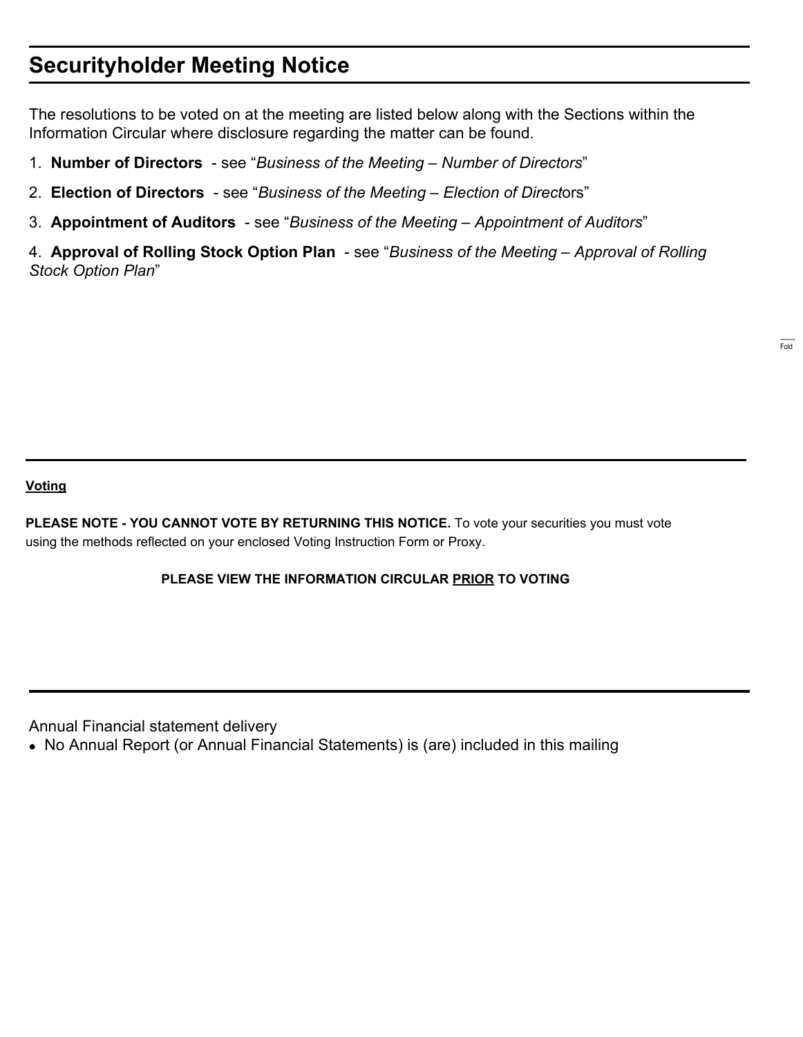# Securityholder Meeting Notice

The resolutions to be voted on at the meeting are listed below along with the Sections within the Information Circular where disclosure regarding the matter can be found.

1. **Number of Directors** - see "*Business of the Meeting – Number of Directors*"

2. **Election of Directors** - see "*Business of the Meeting – Election of Directors*"

3. **Appointment of Auditors** - see "*Business of the Meeting – Appointment of Auditors*"

4. **Approval of Rolling Stock Option Plan** - see "*Business of the Meeting – Approval of Rolling Stock Option Plan*"

Fold

**Voting**

**PLEASE NOTE - YOU CANNOT VOTE BY RETURNING THIS NOTICE.** To vote your securities you must vote using the methods reflected on your enclosed Voting Instruction Form or Proxy.

**PLEASE VIEW THE INFORMATION CIRCULAR PRIOR TO VOTING**

Annual Financial statement delivery

- No Annual Report (or Annual Financial Statements) is (are) included in this mailing